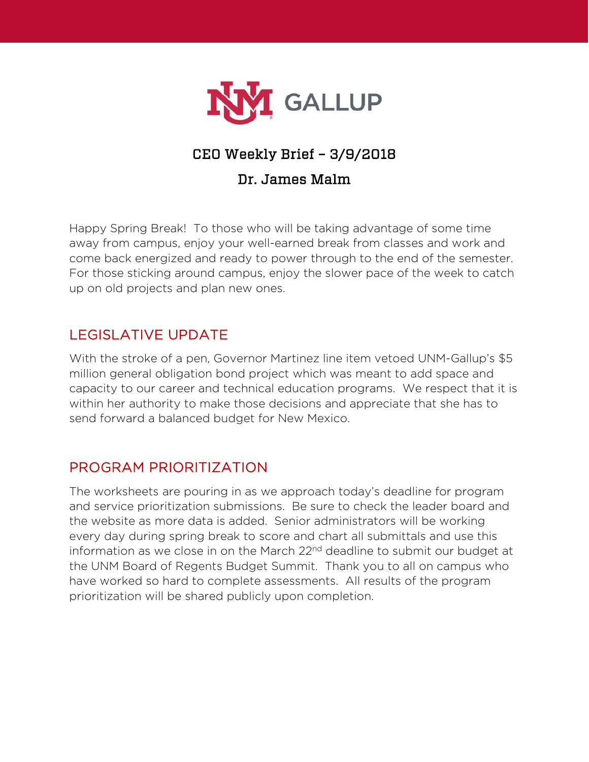# CEO Weekly Brief – 3/9/2018

## Dr. James Malm

Happy Spring Break! To those who will be taking advantage of some time away from campus, enjoy your well-earned break from classes and work and come back energized and ready to power through to the end of the semester. For those sticking around campus, enjoy the slower pace of the week to catch up on old projects and plan new ones.

## LEGISLATIVE UPDATE

With the stroke of a pen, Governor Martinez line item vetoed UNM-Gallup's $5 million general obligation bond project which was meant to add space and capacity to our career and technical education programs. We respect that it is within her authority to make those decisions and appreciate that she has to send forward a balanced budget for New Mexico.

## PROGRAM PRIORITIZATION

The worksheets are pouring in as we approach today's deadline for program and service prioritization submissions. Be sure to check the leader board and the website as more data is added. Senior administrators will be working every day during spring break to score and chart all submittals and use this information as we close in on the March 22nd deadline to submit our budget at the UNM Board of Regents Budget Summit. Thank you to all on campus who have worked so hard to complete assessments. All results of the program prioritization will be shared publicly upon completion.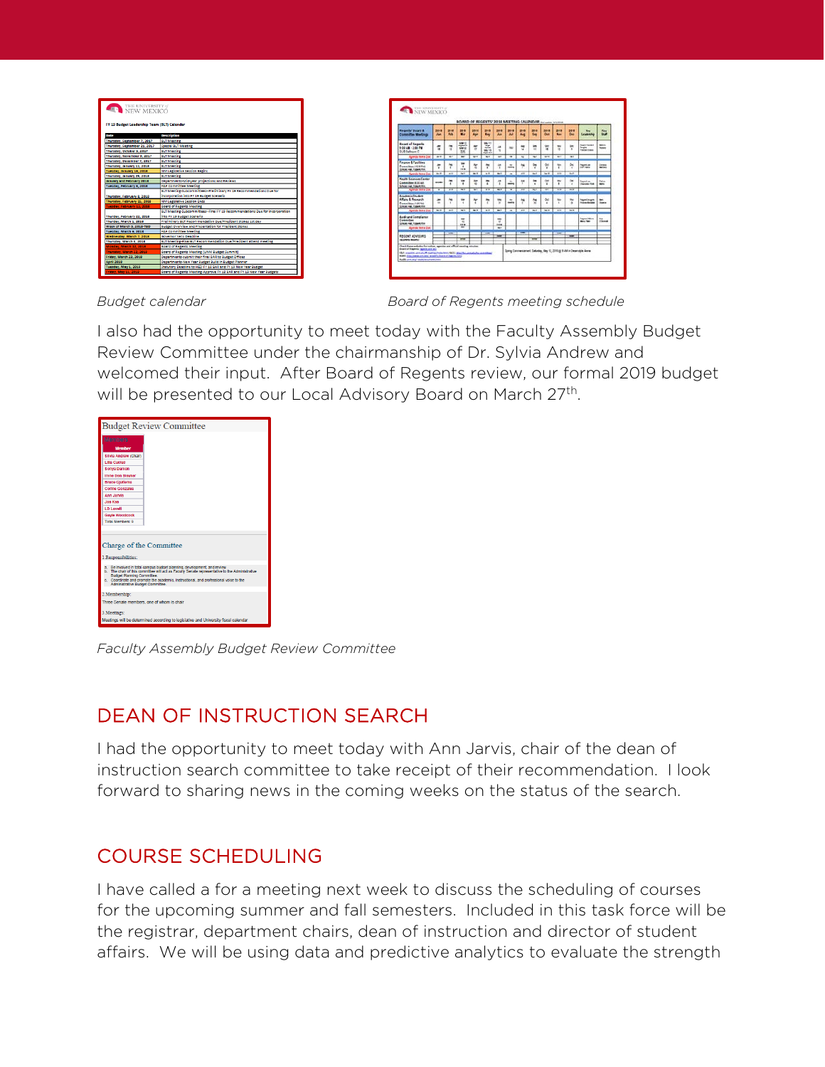Budget calendar

Board of Regents meeting schedule

I also had the opportunity to meet today with the Faculty Assembly Budget Review Committee under the chairmanship of Dr. Sylvia Andrew and welcomed their input. After Board of Regents review, our formal 2019 budget will be presented to our Local Advisory Board on March 27th.

Faculty Assembly Budget Review Committee

## DEAN OF INSTRUCTION SEARCH

I had the opportunity to meet today with Ann Jarvis, chair of the dean of instruction search committee to take receipt of their recommendation. I look forward to sharing news in the coming weeks on the status of the search.

## COURSE SCHEDULING

I have called a for a meeting next week to discuss the scheduling of courses for the upcoming summer and fall semesters. Included in this task force will be the registrar, department chairs, dean of instruction and director of student affairs. We will be using data and predictive analytics to evaluate the strength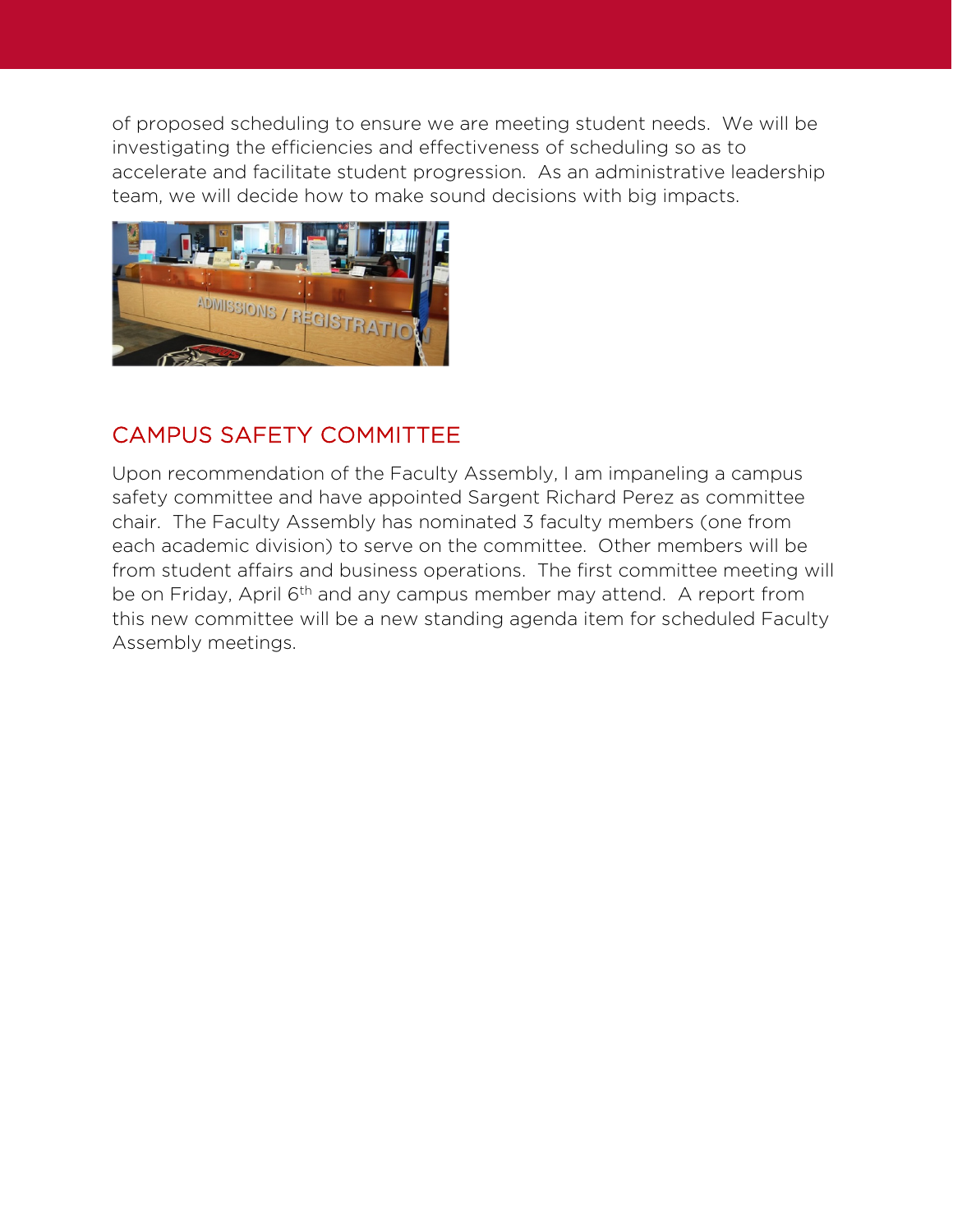of proposed scheduling to ensure we are meeting student needs. We will be investigating the efficiencies and effectiveness of scheduling so as to accelerate and facilitate student progression. As an administrative leadership team, we will decide how to make sound decisions with big impacts.

## CAMPUS SAFETY COMMITTEE

Upon recommendation of the Faculty Assembly, I am impaneling a campus safety committee and have appointed Sargent Richard Perez as committee chair. The Faculty Assembly has nominated 3 faculty members (one from each academic division) to serve on the committee. Other members will be from student affairs and business operations. The first committee meeting will be on Friday, April 6th and any campus member may attend. A report from this new committee will be a new standing agenda item for scheduled Faculty Assembly meetings.